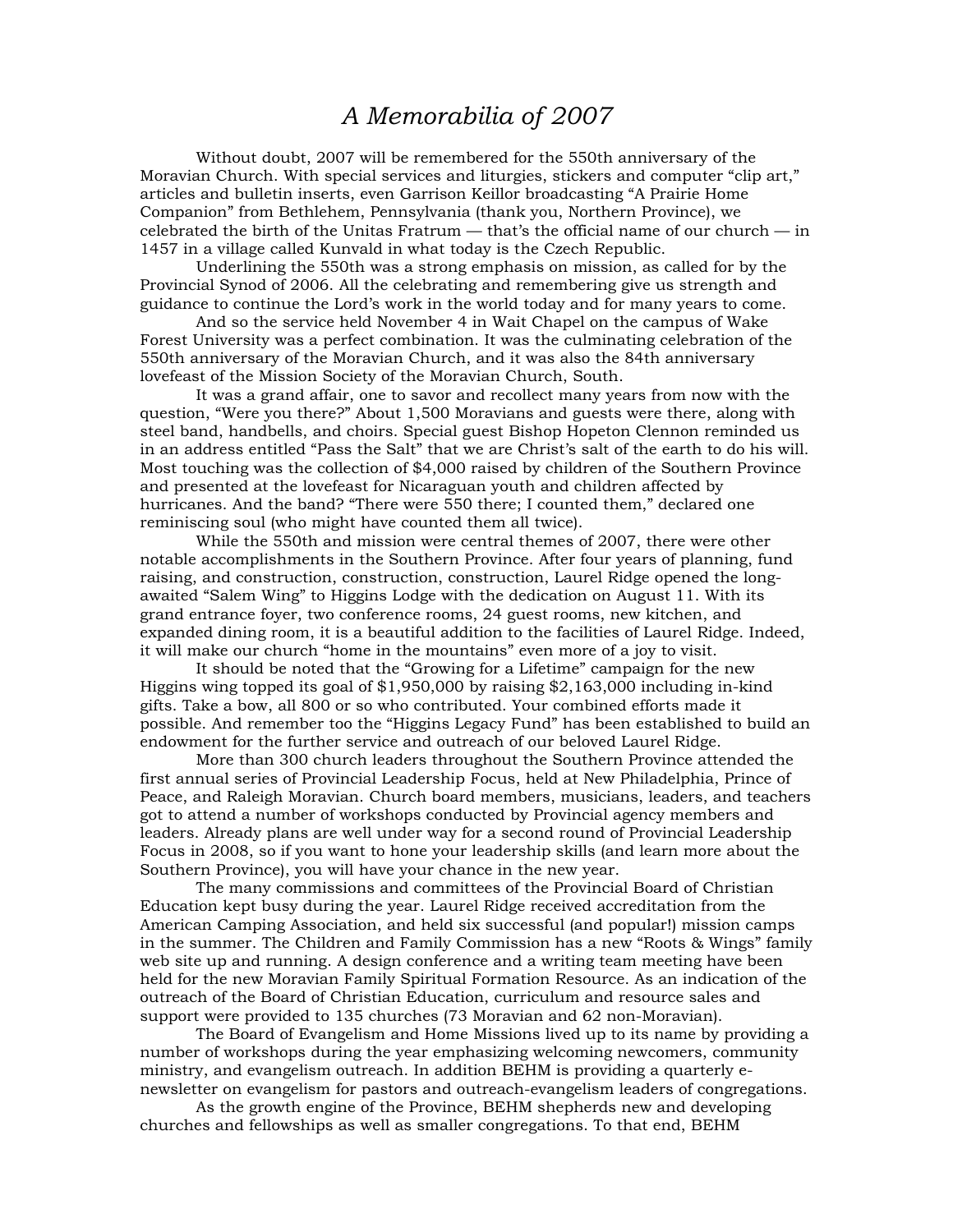# *A Memorabilia of 2007*

Without doubt, 2007 will be remembered for the 550th anniversary of the Moravian Church. With special services and liturgies, stickers and computer "clip art," articles and bulletin inserts, even Garrison Keillor broadcasting "A Prairie Home Companion" from Bethlehem, Pennsylvania (thank you, Northern Province), we celebrated the birth of the Unitas Fratrum — that's the official name of our church — in 1457 in a village called Kunvald in what today is the Czech Republic.

Underlining the 550th was a strong emphasis on mission, as called for by the Provincial Synod of 2006. All the celebrating and remembering give us strength and guidance to continue the Lord's work in the world today and for many years to come.

And so the service held November 4 in Wait Chapel on the campus of Wake Forest University was a perfect combination. It was the culminating celebration of the 550th anniversary of the Moravian Church, and it was also the 84th anniversary lovefeast of the Mission Society of the Moravian Church, South.

It was a grand affair, one to savor and recollect many years from now with the question, "Were you there?" About 1,500 Moravians and guests were there, along with steel band, handbells, and choirs. Special guest Bishop Hopeton Clennon reminded us in an address entitled "Pass the Salt" that we are Christ's salt of the earth to do his will. Most touching was the collection of $4,000 raised by children of the Southern Province and presented at the lovefeast for Nicaraguan youth and children affected by hurricanes. And the band? "There were 550 there; I counted them," declared one reminiscing soul (who might have counted them all twice).

While the 550th and mission were central themes of 2007, there were other notable accomplishments in the Southern Province. After four years of planning, fund raising, and construction, construction, construction, Laurel Ridge opened the long-awaited "Salem Wing" to Higgins Lodge with the dedication on August 11. With its grand entrance foyer, two conference rooms, 24 guest rooms, new kitchen, and expanded dining room, it is a beautiful addition to the facilities of Laurel Ridge. Indeed, it will make our church "home in the mountains" even more of a joy to visit.

It should be noted that the "Growing for a Lifetime" campaign for the new Higgins wing topped its goal of $1,950,000 by raising $2,163,000 including in-kind gifts. Take a bow, all 800 or so who contributed. Your combined efforts made it possible. And remember too the "Higgins Legacy Fund" has been established to build an endowment for the further service and outreach of our beloved Laurel Ridge.

More than 300 church leaders throughout the Southern Province attended the first annual series of Provincial Leadership Focus, held at New Philadelphia, Prince of Peace, and Raleigh Moravian. Church board members, musicians, leaders, and teachers got to attend a number of workshops conducted by Provincial agency members and leaders. Already plans are well under way for a second round of Provincial Leadership Focus in 2008, so if you want to hone your leadership skills (and learn more about the Southern Province), you will have your chance in the new year.

The many commissions and committees of the Provincial Board of Christian Education kept busy during the year. Laurel Ridge received accreditation from the American Camping Association, and held six successful (and popular!) mission camps in the summer. The Children and Family Commission has a new "Roots & Wings" family web site up and running. A design conference and a writing team meeting have been held for the new Moravian Family Spiritual Formation Resource. As an indication of the outreach of the Board of Christian Education, curriculum and resource sales and support were provided to 135 churches (73 Moravian and 62 non-Moravian).

The Board of Evangelism and Home Missions lived up to its name by providing a number of workshops during the year emphasizing welcoming newcomers, community ministry, and evangelism outreach. In addition BEHM is providing a quarterly e-newsletter on evangelism for pastors and outreach-evangelism leaders of congregations.

As the growth engine of the Province, BEHM shepherds new and developing churches and fellowships as well as smaller congregations. To that end, BEHM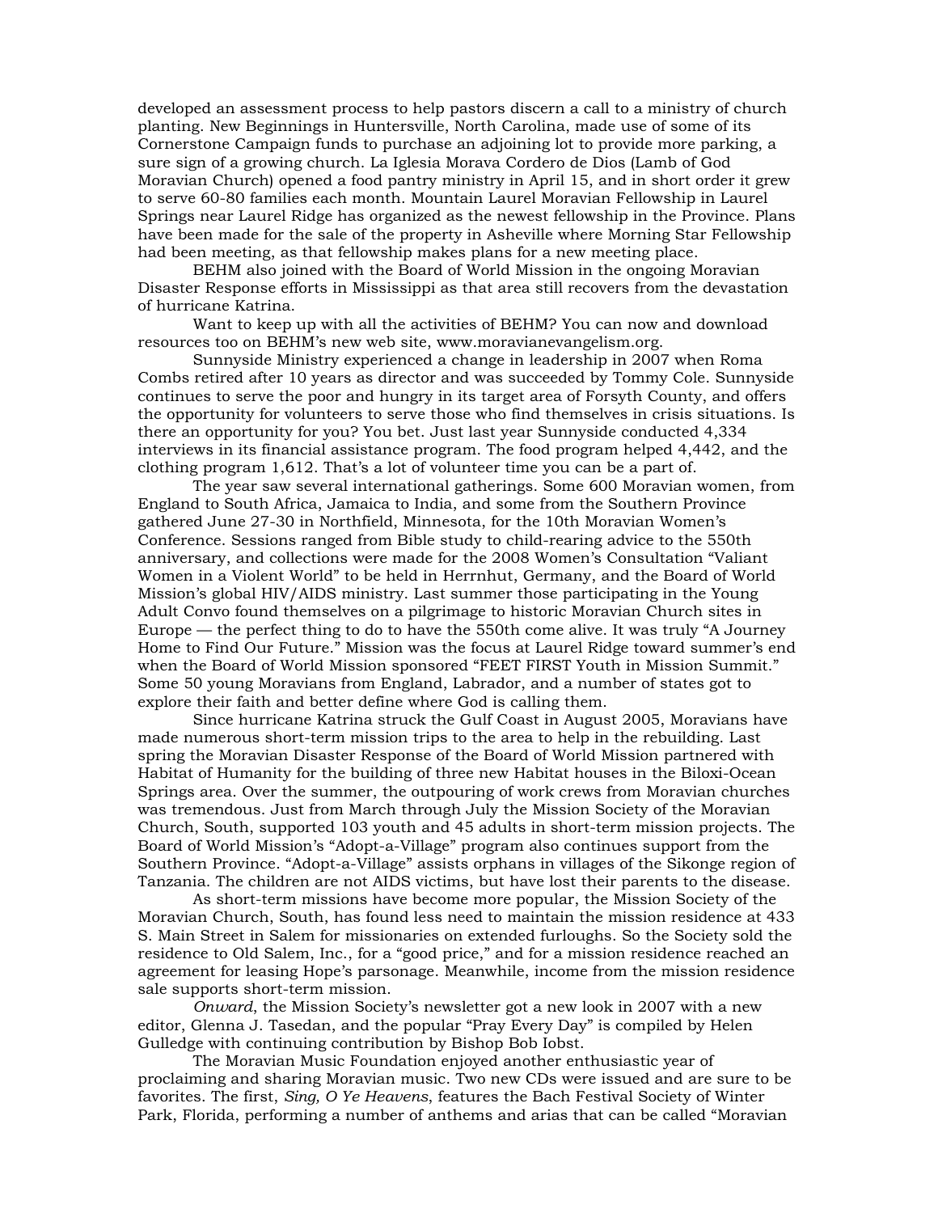developed an assessment process to help pastors discern a call to a ministry of church planting. New Beginnings in Huntersville, North Carolina, made use of some of its Cornerstone Campaign funds to purchase an adjoining lot to provide more parking, a sure sign of a growing church. La Iglesia Morava Cordero de Dios (Lamb of God Moravian Church) opened a food pantry ministry in April 15, and in short order it grew to serve 60-80 families each month. Mountain Laurel Moravian Fellowship in Laurel Springs near Laurel Ridge has organized as the newest fellowship in the Province. Plans have been made for the sale of the property in Asheville where Morning Star Fellowship had been meeting, as that fellowship makes plans for a new meeting place.

BEHM also joined with the Board of World Mission in the ongoing Moravian Disaster Response efforts in Mississippi as that area still recovers from the devastation of hurricane Katrina.

Want to keep up with all the activities of BEHM? You can now and download resources too on BEHM's new web site, www.moravianevangelism.org.

Sunnyside Ministry experienced a change in leadership in 2007 when Roma Combs retired after 10 years as director and was succeeded by Tommy Cole. Sunnyside continues to serve the poor and hungry in its target area of Forsyth County, and offers the opportunity for volunteers to serve those who find themselves in crisis situations. Is there an opportunity for you? You bet. Just last year Sunnyside conducted 4,334 interviews in its financial assistance program. The food program helped 4,442, and the clothing program 1,612. That's a lot of volunteer time you can be a part of.

The year saw several international gatherings. Some 600 Moravian women, from England to South Africa, Jamaica to India, and some from the Southern Province gathered June 27-30 in Northfield, Minnesota, for the 10th Moravian Women's Conference. Sessions ranged from Bible study to child-rearing advice to the 550th anniversary, and collections were made for the 2008 Women's Consultation "Valiant Women in a Violent World" to be held in Herrnhut, Germany, and the Board of World Mission's global HIV/AIDS ministry. Last summer those participating in the Young Adult Convo found themselves on a pilgrimage to historic Moravian Church sites in Europe — the perfect thing to do to have the 550th come alive. It was truly "A Journey Home to Find Our Future." Mission was the focus at Laurel Ridge toward summer's end when the Board of World Mission sponsored "FEET FIRST Youth in Mission Summit." Some 50 young Moravians from England, Labrador, and a number of states got to explore their faith and better define where God is calling them.

Since hurricane Katrina struck the Gulf Coast in August 2005, Moravians have made numerous short-term mission trips to the area to help in the rebuilding. Last spring the Moravian Disaster Response of the Board of World Mission partnered with Habitat of Humanity for the building of three new Habitat houses in the Biloxi-Ocean Springs area. Over the summer, the outpouring of work crews from Moravian churches was tremendous. Just from March through July the Mission Society of the Moravian Church, South, supported 103 youth and 45 adults in short-term mission projects. The Board of World Mission's "Adopt-a-Village" program also continues support from the Southern Province. "Adopt-a-Village" assists orphans in villages of the Sikonge region of Tanzania. The children are not AIDS victims, but have lost their parents to the disease.

As short-term missions have become more popular, the Mission Society of the Moravian Church, South, has found less need to maintain the mission residence at 433 S. Main Street in Salem for missionaries on extended furloughs. So the Society sold the residence to Old Salem, Inc., for a "good price," and for a mission residence reached an agreement for leasing Hope's parsonage. Meanwhile, income from the mission residence sale supports short-term mission.

*Onward*, the Mission Society's newsletter got a new look in 2007 with a new editor, Glenna J. Tasedan, and the popular "Pray Every Day" is compiled by Helen Gulledge with continuing contribution by Bishop Bob Iobst.

The Moravian Music Foundation enjoyed another enthusiastic year of proclaiming and sharing Moravian music. Two new CDs were issued and are sure to be favorites. The first, *Sing, O Ye Heavens*, features the Bach Festival Society of Winter Park, Florida, performing a number of anthems and arias that can be called "Moravian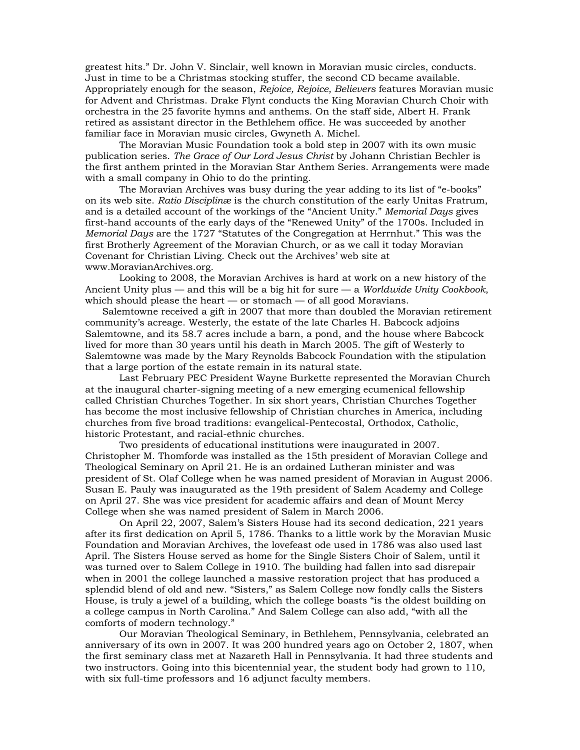greatest hits." Dr. John V. Sinclair, well known in Moravian music circles, conducts. Just in time to be a Christmas stocking stuffer, the second CD became available. Appropriately enough for the season, *Rejoice, Rejoice, Believers* features Moravian music for Advent and Christmas. Drake Flynt conducts the King Moravian Church Choir with orchestra in the 25 favorite hymns and anthems. On the staff side, Albert H. Frank retired as assistant director in the Bethlehem office. He was succeeded by another familiar face in Moravian music circles, Gwyneth A. Michel.

The Moravian Music Foundation took a bold step in 2007 with its own music publication series. *The Grace of Our Lord Jesus Christ* by Johann Christian Bechler is the first anthem printed in the Moravian Star Anthem Series. Arrangements were made with a small company in Ohio to do the printing.

The Moravian Archives was busy during the year adding to its list of "e-books" on its web site. *Ratio Disciplinæ* is the church constitution of the early Unitas Fratrum, and is a detailed account of the workings of the "Ancient Unity." *Memorial Days* gives first-hand accounts of the early days of the "Renewed Unity" of the 1700s. Included in *Memorial Days* are the 1727 "Statutes of the Congregation at Herrnhut." This was the first Brotherly Agreement of the Moravian Church, or as we call it today Moravian Covenant for Christian Living. Check out the Archives' web site at www.MoravianArchives.org.

Looking to 2008, the Moravian Archives is hard at work on a new history of the Ancient Unity plus — and this will be a big hit for sure — a *Worldwide Unity Cookbook*, which should please the heart — or stomach — of all good Moravians.

Salemtowne received a gift in 2007 that more than doubled the Moravian retirement community's acreage. Westerly, the estate of the late Charles H. Babcock adjoins Salemtowne, and its 58.7 acres include a barn, a pond, and the house where Babcock lived for more than 30 years until his death in March 2005. The gift of Westerly to Salemtowne was made by the Mary Reynolds Babcock Foundation with the stipulation that a large portion of the estate remain in its natural state.

Last February PEC President Wayne Burkette represented the Moravian Church at the inaugural charter-signing meeting of a new emerging ecumenical fellowship called Christian Churches Together. In six short years, Christian Churches Together has become the most inclusive fellowship of Christian churches in America, including churches from five broad traditions: evangelical-Pentecostal, Orthodox, Catholic, historic Protestant, and racial-ethnic churches.

Two presidents of educational institutions were inaugurated in 2007. Christopher M. Thomforde was installed as the 15th president of Moravian College and Theological Seminary on April 21. He is an ordained Lutheran minister and was president of St. Olaf College when he was named president of Moravian in August 2006. Susan E. Pauly was inaugurated as the 19th president of Salem Academy and College on April 27. She was vice president for academic affairs and dean of Mount Mercy College when she was named president of Salem in March 2006.

On April 22, 2007, Salem's Sisters House had its second dedication, 221 years after its first dedication on April 5, 1786. Thanks to a little work by the Moravian Music Foundation and Moravian Archives, the lovefeast ode used in 1786 was also used last April. The Sisters House served as home for the Single Sisters Choir of Salem, until it was turned over to Salem College in 1910. The building had fallen into sad disrepair when in 2001 the college launched a massive restoration project that has produced a splendid blend of old and new. "Sisters," as Salem College now fondly calls the Sisters House, is truly a jewel of a building, which the college boasts "is the oldest building on a college campus in North Carolina." And Salem College can also add, "with all the comforts of modern technology."

Our Moravian Theological Seminary, in Bethlehem, Pennsylvania, celebrated an anniversary of its own in 2007. It was 200 hundred years ago on October 2, 1807, when the first seminary class met at Nazareth Hall in Pennsylvania. It had three students and two instructors. Going into this bicentennial year, the student body had grown to 110, with six full-time professors and 16 adjunct faculty members.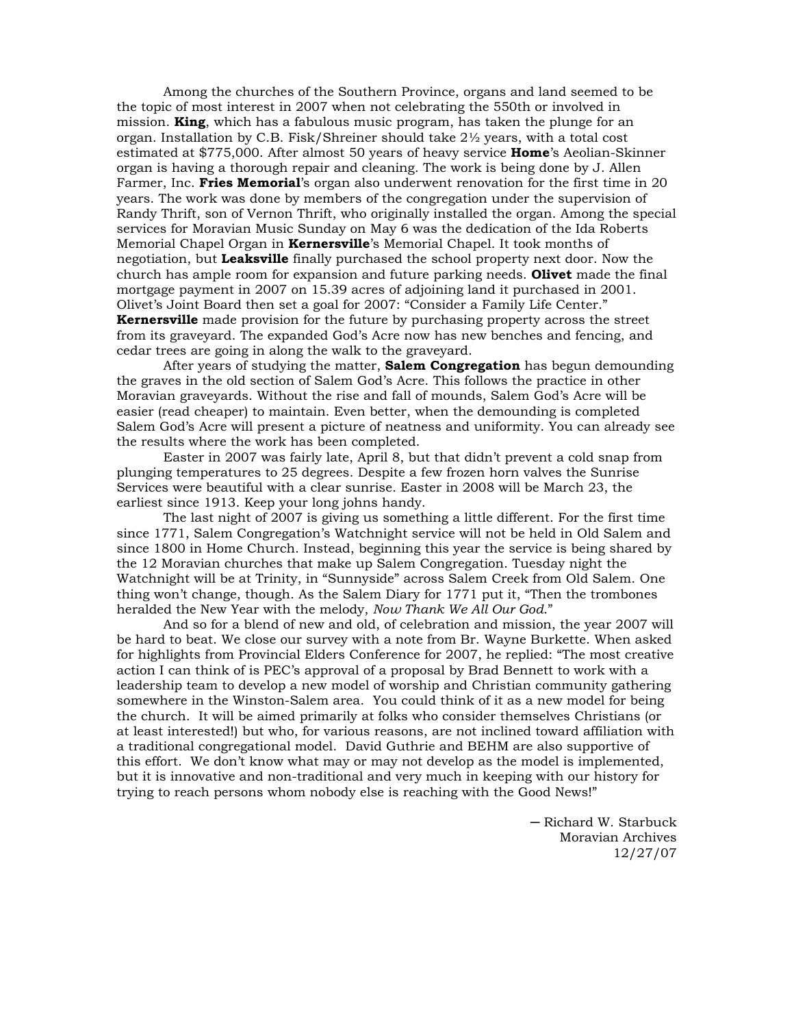Among the churches of the Southern Province, organs and land seemed to be the topic of most interest in 2007 when not celebrating the 550th or involved in mission. **King**, which has a fabulous music program, has taken the plunge for an organ. Installation by C.B. Fisk/Shreiner should take 2½ years, with a total cost estimated at $775,000. After almost 50 years of heavy service **Home**'s Aeolian-Skinner organ is having a thorough repair and cleaning. The work is being done by J. Allen Farmer, Inc. **Fries Memorial**'s organ also underwent renovation for the first time in 20 years. The work was done by members of the congregation under the supervision of Randy Thrift, son of Vernon Thrift, who originally installed the organ. Among the special services for Moravian Music Sunday on May 6 was the dedication of the Ida Roberts Memorial Chapel Organ in **Kernersville**'s Memorial Chapel. It took months of negotiation, but **Leaksville** finally purchased the school property next door. Now the church has ample room for expansion and future parking needs. **Olivet** made the final mortgage payment in 2007 on 15.39 acres of adjoining land it purchased in 2001. Olivet's Joint Board then set a goal for 2007: "Consider a Family Life Center." **Kernersville** made provision for the future by purchasing property across the street from its graveyard. The expanded God's Acre now has new benches and fencing, and cedar trees are going in along the walk to the graveyard.

After years of studying the matter, **Salem Congregation** has begun demounding the graves in the old section of Salem God's Acre. This follows the practice in other Moravian graveyards. Without the rise and fall of mounds, Salem God's Acre will be easier (read cheaper) to maintain. Even better, when the demounding is completed Salem God's Acre will present a picture of neatness and uniformity. You can already see the results where the work has been completed.

Easter in 2007 was fairly late, April 8, but that didn't prevent a cold snap from plunging temperatures to 25 degrees. Despite a few frozen horn valves the Sunrise Services were beautiful with a clear sunrise. Easter in 2008 will be March 23, the earliest since 1913. Keep your long johns handy.

The last night of 2007 is giving us something a little different. For the first time since 1771, Salem Congregation's Watchnight service will not be held in Old Salem and since 1800 in Home Church. Instead, beginning this year the service is being shared by the 12 Moravian churches that make up Salem Congregation. Tuesday night the Watchnight will be at Trinity, in "Sunnyside" across Salem Creek from Old Salem. One thing won't change, though. As the Salem Diary for 1771 put it, "Then the trombones heralded the New Year with the melody, *Now Thank We All Our God*."

And so for a blend of new and old, of celebration and mission, the year 2007 will be hard to beat. We close our survey with a note from Br. Wayne Burkette. When asked for highlights from Provincial Elders Conference for 2007, he replied: "The most creative action I can think of is PEC's approval of a proposal by Brad Bennett to work with a leadership team to develop a new model of worship and Christian community gathering somewhere in the Winston-Salem area. You could think of it as a new model for being the church. It will be aimed primarily at folks who consider themselves Christians (or at least interested!) but who, for various reasons, are not inclined toward affiliation with a traditional congregational model. David Guthrie and BEHM are also supportive of this effort. We don't know what may or may not develop as the model is implemented, but it is innovative and non-traditional and very much in keeping with our history for trying to reach persons whom nobody else is reaching with the Good News!"

— Richard W. Starbuck  
Moravian Archives  
12/27/07